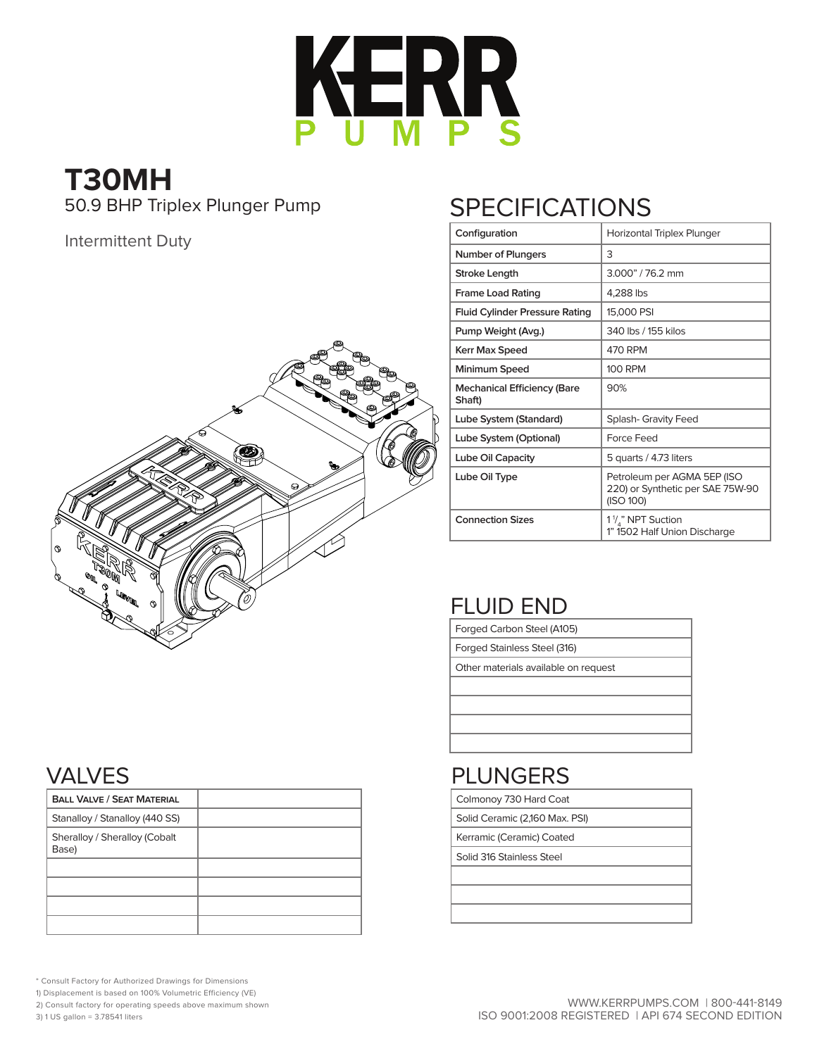# KERR PUMPS

## T30MH

50.9 BHP Triplex Plunger Pump

Intermittent Duty

## SPECIFICATIONS

| Configuration | Horizontal Triplex Plunger |
|---|---|
| Number of Plungers | 3 |
| Stroke Length | 3.000" / 76.2 mm |
| Frame Load Rating | 4,288 lbs |
| Fluid Cylinder Pressure Rating | 15,000 PSI |
| Pump Weight (Avg.) | 340 lbs / 155 kilos |
| Kerr Max Speed | 470 RPM |
| Minimum Speed | 100 RPM |
| Mechanical Efficiency (Bare Shaft) | 90% |
| Lube System (Standard) | Splash- Gravity Feed |
| Lube System (Optional) | Force Feed |
| Lube Oil Capacity | 5 quarts / 4.73 liters |
| Lube Oil Type | Petroleum per AGMA 5EP (ISO 220) or Synthetic per SAE 75W-90 (ISO 100) |
| Connection Sizes | 1 1/4" NPT Suction<br>1" 1502 Half Union Discharge |

## FLUID END

| Forged Carbon Steel (A105) |
|---|
| Forged Stainless Steel (316) |
| Other materials available on request |
| |
| |
| |
| |

## VALVES

| BALL VALVE / SEAT MATERIAL | |
|---|---|
| Stanalloy / Stanalloy (440 SS) | |
| Sheralloy / Sheralloy (Cobalt Base) | |
| | |
| | |
| | |
| | |

## PLUNGERS

| Colmonoy 730 Hard Coat |
|---|
| Solid Ceramic (2,160 Max. PSI) |
| Kerramic (Ceramic) Coated |
| Solid 316 Stainless Steel |
| |
| |
| |

\* Consult Factory for Authorized Drawings for Dimensions
1) Displacement is based on 100% Volumetric Efficiency (VE)
2) Consult factory for operating speeds above maximum shown
3) 1 US gallon = 3.78541 liters

WWW.KERRPUMPS.COM | 800-441-8149
ISO 9001:2008 REGISTERED | API 674 SECOND EDITION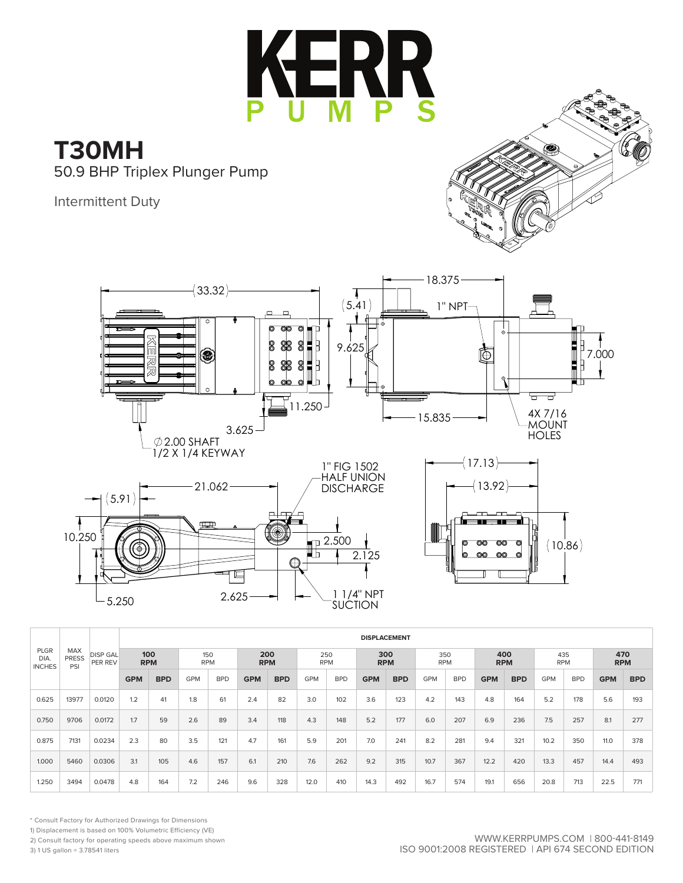# KERR PUMPS

## T30MH

50.9 BHP Triplex Plunger Pump

Intermittent Duty

33.32

18.375

5.41

1" NPT

9.625

7.000

11.250

15.835

4X 7/16 MOUNT HOLES

3.625

∅ 2.00 SHAFT 1/2 X 1/4 KEYWAY

1" FIG 1502 HALF UNION DISCHARGE

17.13

13.92

5.91

21.062

10.250

2.500

2.125

10.86

5.250

2.625

1 1/4" NPT SUCTION

| PLGR DIA. INCHES | MAX PRESS PSI | DISP GAL PER REV | DISPLACEMENT | | | | | | | | | | | | | | | | | |
|---|---|---|---|---|---|---|---|---|---|---|---|---|---|---|---|---|---|---|---|---|
| | | | **100 RPM** | | 150 RPM | | **200 RPM** | | 250 RPM | | **300 RPM** | | 350 RPM | | **400 RPM** | | 435 RPM | | **470 RPM** | |
| | | | **GPM** | **BPD** | GPM | BPD | **GPM** | **BPD** | GPM | BPD | **GPM** | **BPD** | GPM | BPD | **GPM** | **BPD** | GPM | BPD | **GPM** | **BPD** |
| 0.625 | 13977 | 0.0120 | 1.2 | 41 | 1.8 | 61 | 2.4 | 82 | 3.0 | 102 | 3.6 | 123 | 4.2 | 143 | 4.8 | 164 | 5.2 | 178 | 5.6 | 193 |
| 0.750 | 9706 | 0.0172 | 1.7 | 59 | 2.6 | 89 | 3.4 | 118 | 4.3 | 148 | 5.2 | 177 | 6.0 | 207 | 6.9 | 236 | 7.5 | 257 | 8.1 | 277 |
| 0.875 | 7131 | 0.0234 | 2.3 | 80 | 3.5 | 121 | 4.7 | 161 | 5.9 | 201 | 7.0 | 241 | 8.2 | 281 | 9.4 | 321 | 10.2 | 350 | 11.0 | 378 |
| 1.000 | 5460 | 0.0306 | 3.1 | 105 | 4.6 | 157 | 6.1 | 210 | 7.6 | 262 | 9.2 | 315 | 10.7 | 367 | 12.2 | 420 | 13.3 | 457 | 14.4 | 493 |
| 1.250 | 3494 | 0.0478 | 4.8 | 164 | 7.2 | 246 | 9.6 | 328 | 12.0 | 410 | 14.3 | 492 | 16.7 | 574 | 19.1 | 656 | 20.8 | 713 | 22.5 | 771 |

\* Consult Factory for Authorized Drawings for Dimensions

1) Displacement is based on 100% Volumetric Efficiency (VE)

2) Consult factory for operating speeds above maximum shown

3) 1 US gallon = 3.78541 liters

WWW.KERRPUMPS.COM | 800-441-8149

ISO 9001:2008 REGISTERED | API 674 SECOND EDITION